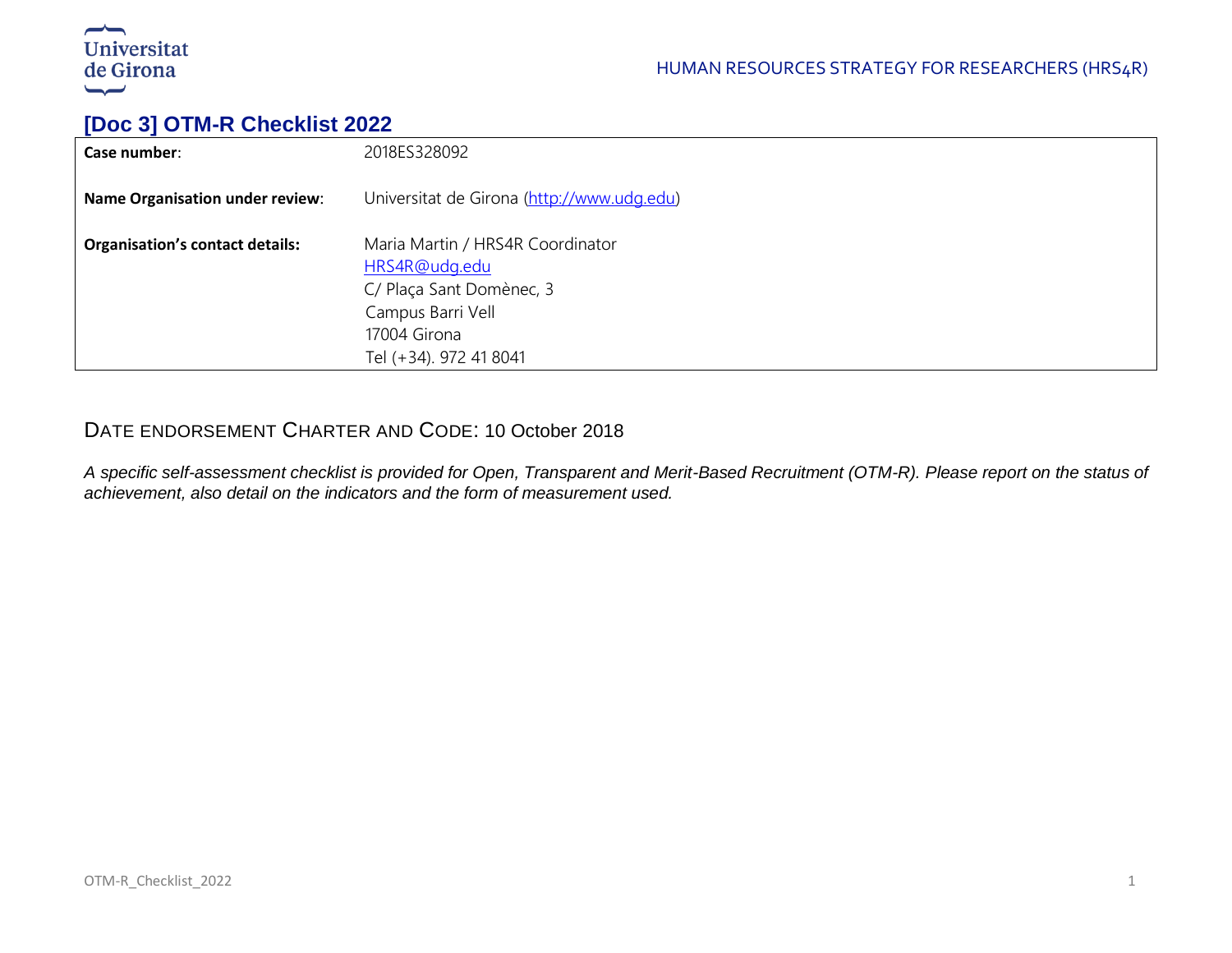# [Doc 3] OTM-R Checklist 2022

| | |
|---|---|
| **Case number**: | 2018ES328092 |
| **Name Organisation under review**: | Universitat de Girona (http://www.udg.edu) |
| **Organisation's contact details:** | Maria Martin / HRS4R Coordinator<br>HRS4R@udg.edu<br>C/ Plaça Sant Domènec, 3<br>Campus Barri Vell<br>17004 Girona<br>Tel (+34). 972 41 8041 |

## DATE ENDORSEMENT CHARTER AND CODE: 10 October 2018

*A specific self-assessment checklist is provided for Open, Transparent and Merit-Based Recruitment (OTM-R). Please report on the status of achievement, also detail on the indicators and the form of measurement used.*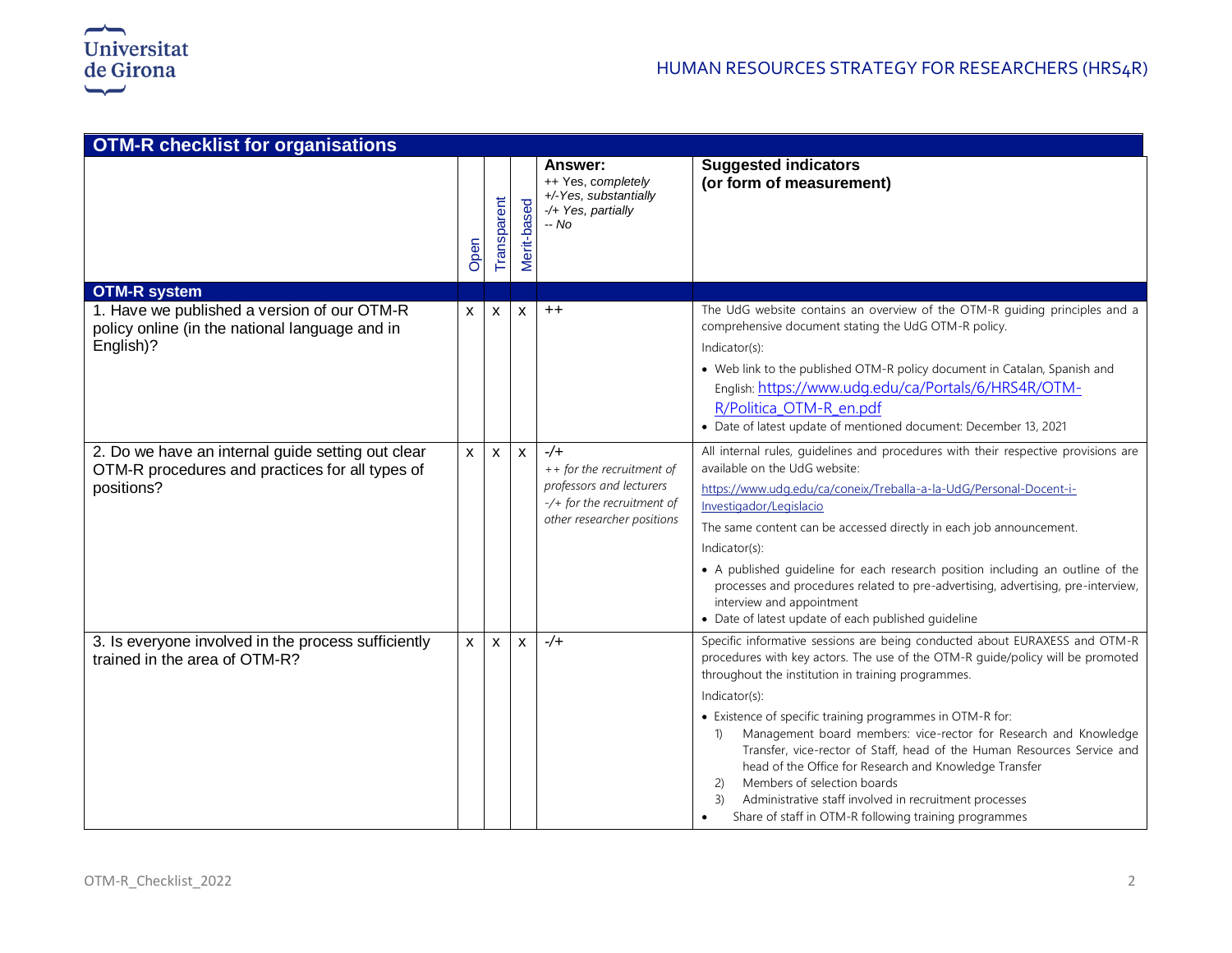| OTM-R checklist for organisations | Open | Transparent | Merit-based | **Answer:** ++ Yes, *completely* +/-*Yes, substantially* -/+ *Yes, partially* *-- No* | **Suggested indicators (or form of measurement)** |
|---|---|---|---|---|---|
| **OTM-R system** | | | | | |
| 1. Have we published a version of our OTM-R policy online (in the national language and in English)? | x | x | x | ++ | The UdG website contains an overview of the OTM-R guiding principles and a comprehensive document stating the UdG OTM-R policy.<br>Indicator(s):<br>• Web link to the published OTM-R policy document in Catalan, Spanish and English: https://www.udg.edu/ca/Portals/6/HRS4R/OTM-R/Politica_OTM-R_en.pdf<br>• Date of latest update of mentioned document: December 13, 2021 |
| 2. Do we have an internal guide setting out clear OTM-R procedures and practices for all types of positions? | x | x | x | -/+<br>*++ for the recruitment of professors and lecturers*<br>*-/+ for the recruitment of other researcher positions* | All internal rules, guidelines and procedures with their respective provisions are available on the UdG website:<br>https://www.udg.edu/ca/coneix/Treballa-a-la-UdG/Personal-Docent-i-Investigador/Legislacio<br>The same content can be accessed directly in each job announcement.<br>Indicator(s):<br>• A published guideline for each research position including an outline of the processes and procedures related to pre-advertising, advertising, pre-interview, interview and appointment<br>• Date of latest update of each published guideline |
| 3. Is everyone involved in the process sufficiently trained in the area of OTM-R? | x | x | x | -/+ | Specific informative sessions are being conducted about EURAXESS and OTM-R procedures with key actors. The use of the OTM-R guide/policy will be promoted throughout the institution in training programmes.<br>Indicator(s):<br>• Existence of specific training programmes in OTM-R for:<br>1) Management board members: vice-rector for Research and Knowledge Transfer, vice-rector of Staff, head of the Human Resources Service and head of the Office for Research and Knowledge Transfer<br>2) Members of selection boards<br>3) Administrative staff involved in recruitment processes<br>• Share of staff in OTM-R following training programmes |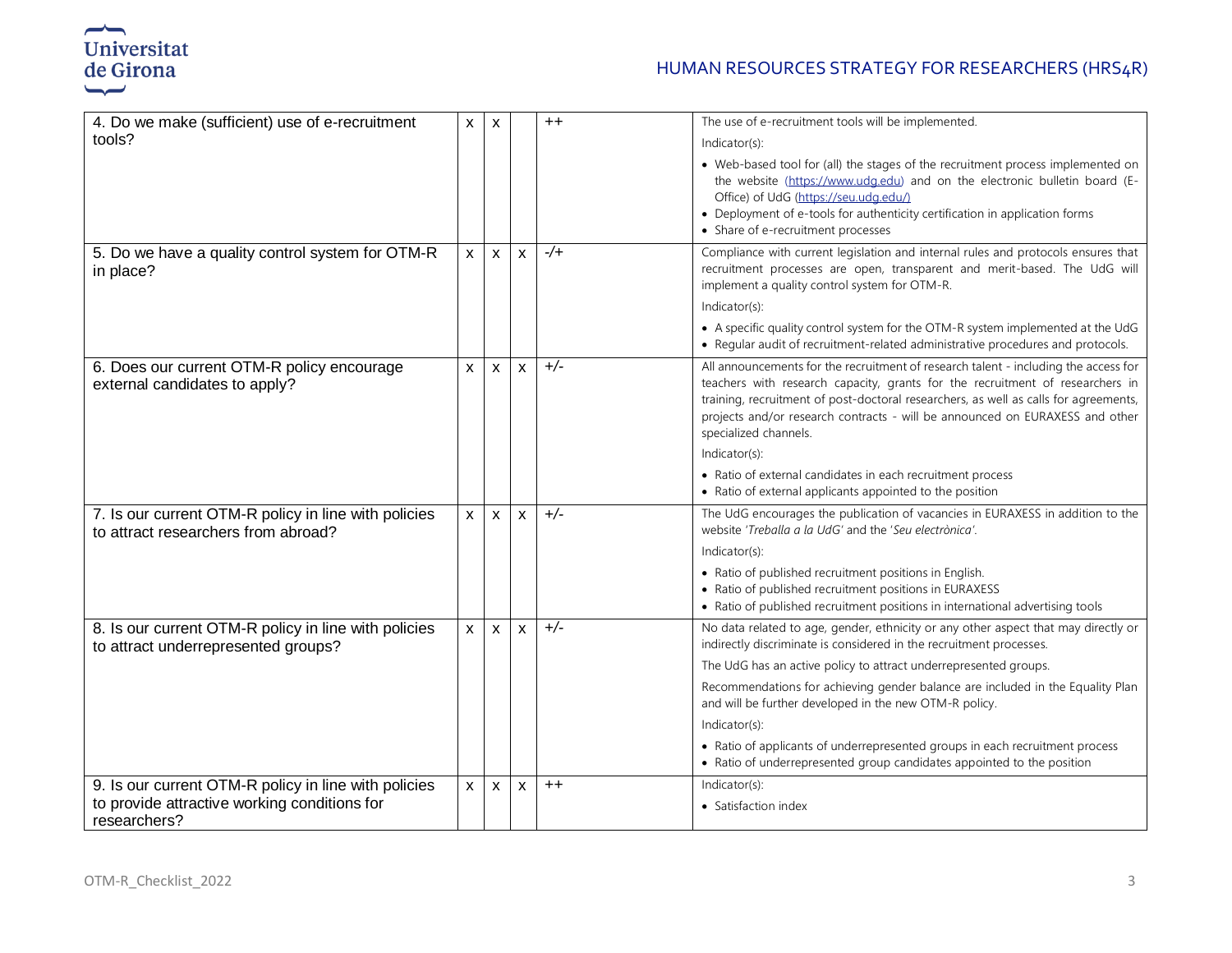| 4. Do we make (sufficient) use of e-recruitment tools? | x | x | | ++ | The use of e-recruitment tools will be implemented.<br>Indicator(s):<br>• Web-based tool for (all) the stages of the recruitment process implemented on the website (https://www.udg.edu) and on the electronic bulletin board (E-Office) of UdG (https://seu.udg.edu/)<br>• Deployment of e-tools for authenticity certification in application forms<br>• Share of e-recruitment processes |
|---|---|---|---|---|---|
| 5. Do we have a quality control system for OTM-R in place? | x | x | x | -/+ | Compliance with current legislation and internal rules and protocols ensures that recruitment processes are open, transparent and merit-based. The UdG will implement a quality control system for OTM-R.<br>Indicator(s):<br>• A specific quality control system for the OTM-R system implemented at the UdG<br>• Regular audit of recruitment-related administrative procedures and protocols. |
| 6. Does our current OTM-R policy encourage external candidates to apply? | x | x | x | +/- | All announcements for the recruitment of research talent - including the access for teachers with research capacity, grants for the recruitment of researchers in training, recruitment of post-doctoral researchers, as well as calls for agreements, projects and/or research contracts - will be announced on EURAXESS and other specialized channels.<br>Indicator(s):<br>• Ratio of external candidates in each recruitment process<br>• Ratio of external applicants appointed to the position |
| 7. Is our current OTM-R policy in line with policies to attract researchers from abroad? | x | x | x | +/- | The UdG encourages the publication of vacancies in EURAXESS in addition to the website *'Treballa a la UdG'* and the *'Seu electrònica'*.<br>Indicator(s):<br>• Ratio of published recruitment positions in English.<br>• Ratio of published recruitment positions in EURAXESS<br>• Ratio of published recruitment positions in international advertising tools |
| 8. Is our current OTM-R policy in line with policies to attract underrepresented groups? | x | x | x | +/- | No data related to age, gender, ethnicity or any other aspect that may directly or indirectly discriminate is considered in the recruitment processes.<br>The UdG has an active policy to attract underrepresented groups.<br>Recommendations for achieving gender balance are included in the Equality Plan and will be further developed in the new OTM-R policy.<br>Indicator(s):<br>• Ratio of applicants of underrepresented groups in each recruitment process<br>• Ratio of underrepresented group candidates appointed to the position |
| 9. Is our current OTM-R policy in line with policies to provide attractive working conditions for researchers? | x | x | x | ++ | Indicator(s):<br>• Satisfaction index |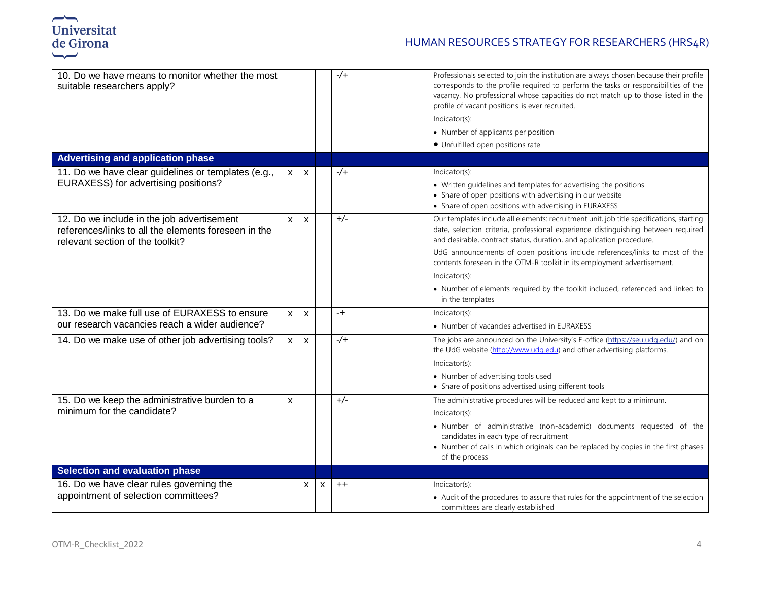| | | | | | |
|---|---|---|---|---|---|
| 10. Do we have means to monitor whether the most suitable researchers apply? | | | | -/+ | Professionals selected to join the institution are always chosen because their profile corresponds to the profile required to perform the tasks or responsibilities of the vacancy. No professional whose capacities do not match up to those listed in the profile of vacant positions is ever recruited.<br>Indicator(s):<br>• Number of applicants per position<br>• Unfulfilled open positions rate |
| **Advertising and application phase** | | | | | |
| 11. Do we have clear guidelines or templates (e.g., EURAXESS) for advertising positions? | x | x | | -/+ | Indicator(s):<br>• Written guidelines and templates for advertising the positions<br>• Share of open positions with advertising in our website<br>• Share of open positions with advertising in EURAXESS |
| 12. Do we include in the job advertisement references/links to all the elements foreseen in the relevant section of the toolkit? | x | x | | +/- | Our templates include all elements: recruitment unit, job title specifications, starting date, selection criteria, professional experience distinguishing between required and desirable, contract status, duration, and application procedure.<br>UdG announcements of open positions include references/links to most of the contents foreseen in the OTM-R toolkit in its employment advertisement.<br>Indicator(s):<br>• Number of elements required by the toolkit included, referenced and linked to in the templates |
| 13. Do we make full use of EURAXESS to ensure our research vacancies reach a wider audience? | x | x | | -+ | Indicator(s):<br>• Number of vacancies advertised in EURAXESS |
| 14. Do we make use of other job advertising tools? | x | x | | -/+ | The jobs are announced on the University's E-office (https://seu.udg.edu/) and on the UdG website (http://www.udg.edu) and other advertising platforms.<br>Indicator(s):<br>• Number of advertising tools used<br>• Share of positions advertised using different tools |
| 15. Do we keep the administrative burden to a minimum for the candidate? | x | | | +/- | The administrative procedures will be reduced and kept to a minimum.<br>Indicator(s):<br>• Number of administrative (non-academic) documents requested of the candidates in each type of recruitment<br>• Number of calls in which originals can be replaced by copies in the first phases of the process |
| **Selection and evaluation phase** | | | | | |
| 16. Do we have clear rules governing the appointment of selection committees? | | x | x | ++ | Indicator(s):<br>• Audit of the procedures to assure that rules for the appointment of the selection committees are clearly established |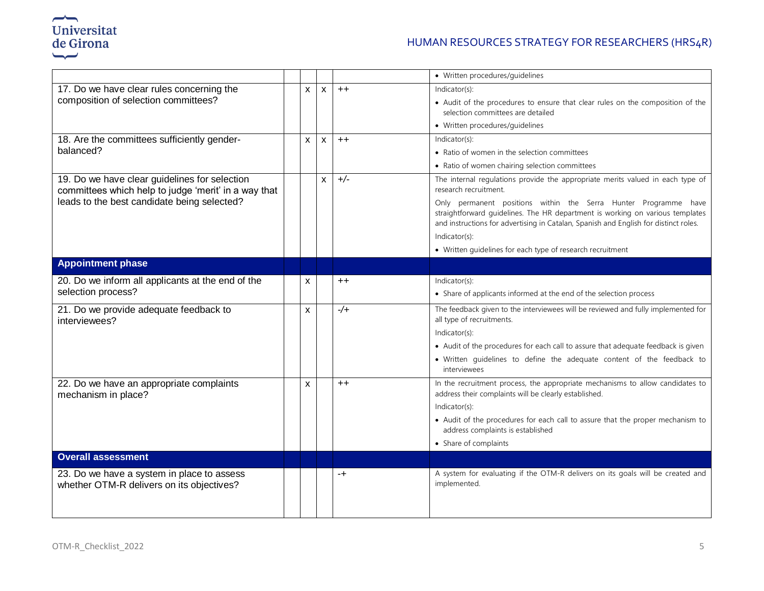| | | | | |
|---|---|---|---|---|
| | | | | • Written procedures/guidelines |
| 17. Do we have clear rules concerning the composition of selection committees? | x | x | ++ | Indicator(s):<br>• Audit of the procedures to ensure that clear rules on the composition of the selection committees are detailed<br>• Written procedures/guidelines |
| 18. Are the committees sufficiently gender-balanced? | x | x | ++ | Indicator(s):<br>• Ratio of women in the selection committees<br>• Ratio of women chairing selection committees |
| 19. Do we have clear guidelines for selection committees which help to judge 'merit' in a way that leads to the best candidate being selected? | | x | +/- | The internal regulations provide the appropriate merits valued in each type of research recruitment.<br>Only permanent positions within the Serra Hunter Programme have straightforward guidelines. The HR department is working on various templates and instructions for advertising in Catalan, Spanish and English for distinct roles.<br>Indicator(s):<br>• Written guidelines for each type of research recruitment |
| **Appointment phase** | | | | |
| 20. Do we inform all applicants at the end of the selection process? | x | | ++ | Indicator(s):<br>• Share of applicants informed at the end of the selection process |
| 21. Do we provide adequate feedback to interviewees? | x | | -/+ | The feedback given to the interviewees will be reviewed and fully implemented for all type of recruitments.<br>Indicator(s):<br>• Audit of the procedures for each call to assure that adequate feedback is given<br>• Written guidelines to define the adequate content of the feedback to interviewees |
| 22. Do we have an appropriate complaints mechanism in place? | x | | ++ | In the recruitment process, the appropriate mechanisms to allow candidates to address their complaints will be clearly established.<br>Indicator(s):<br>• Audit of the procedures for each call to assure that the proper mechanism to address complaints is established<br>• Share of complaints |
| **Overall assessment** | | | | |
| 23. Do we have a system in place to assess whether OTM-R delivers on its objectives? | | | -+ | A system for evaluating if the OTM-R delivers on its goals will be created and implemented. |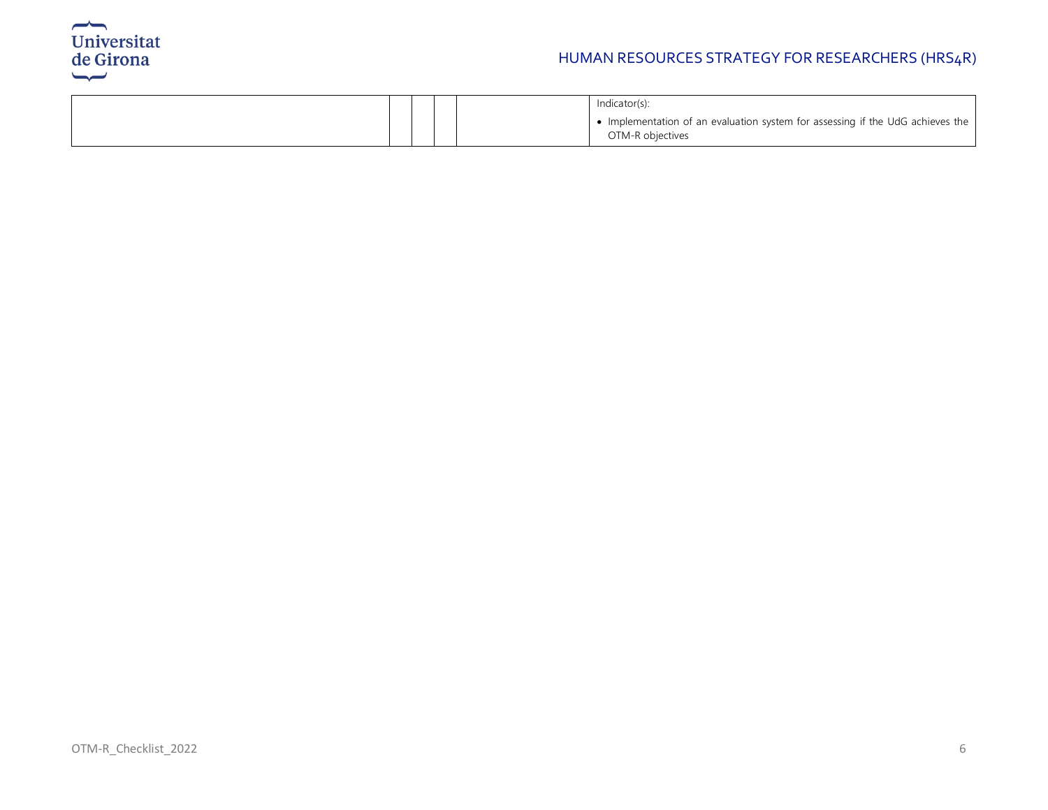| | | | | | |
|---|---|---|---|---|---|
| | | | | | Indicator(s):<br>• Implementation of an evaluation system for assessing if the UdG achieves the OTM-R objectives |